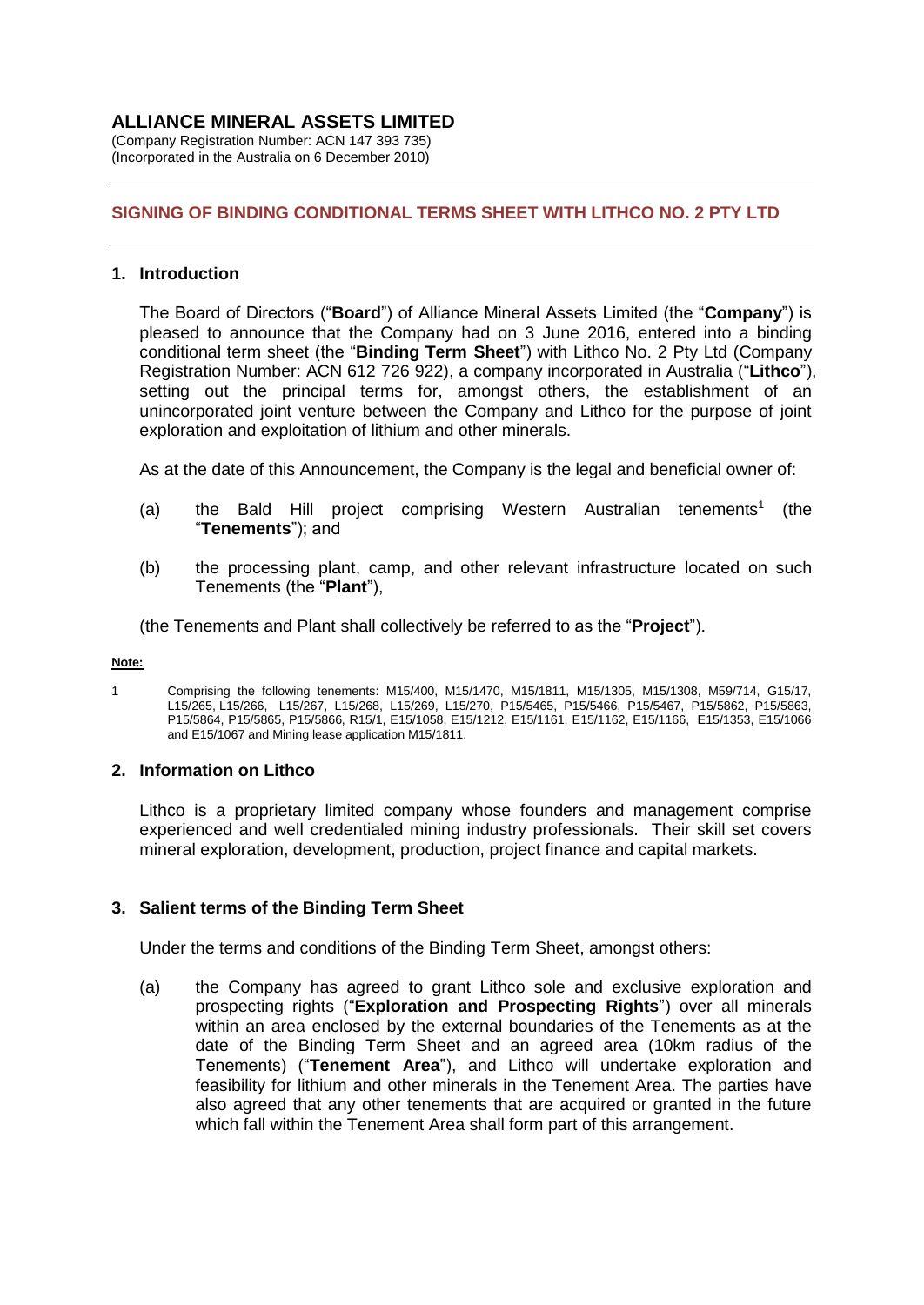# ALLIANCE MINERAL ASSETS LIMITED

(Company Registration Number: ACN 147 393 735)
(Incorporated in the Australia on 6 December 2010)

## SIGNING OF BINDING CONDITIONAL TERMS SHEET WITH LITHCO NO. 2 PTY LTD

### 1. Introduction

The Board of Directors ("**Board**") of Alliance Mineral Assets Limited (the "**Company**") is pleased to announce that the Company had on 3 June 2016, entered into a binding conditional term sheet (the "**Binding Term Sheet**") with Lithco No. 2 Pty Ltd (Company Registration Number: ACN 612 726 922), a company incorporated in Australia ("**Lithco**"), setting out the principal terms for, amongst others, the establishment of an unincorporated joint venture between the Company and Lithco for the purpose of joint exploration and exploitation of lithium and other minerals.

As at the date of this Announcement, the Company is the legal and beneficial owner of:

(a) the Bald Hill project comprising Western Australian tenements[1] (the "**Tenements**"); and

(b) the processing plant, camp, and other relevant infrastructure located on such Tenements (the "**Plant**"),

(the Tenements and Plant shall collectively be referred to as the "**Project**").

**Note:**

1 Comprising the following tenements: M15/400, M15/1470, M15/1811, M15/1305, M15/1308, M59/714, G15/17, L15/265, L15/266, L15/267, L15/268, L15/269, L15/270, P15/5465, P15/5466, P15/5467, P15/5862, P15/5863, P15/5864, P15/5865, P15/5866, R15/1, E15/1058, E15/1212, E15/1161, E15/1162, E15/1166, E15/1353, E15/1066 and E15/1067 and Mining lease application M15/1811.

### 2. Information on Lithco

Lithco is a proprietary limited company whose founders and management comprise experienced and well credentialed mining industry professionals. Their skill set covers mineral exploration, development, production, project finance and capital markets.

### 3. Salient terms of the Binding Term Sheet

Under the terms and conditions of the Binding Term Sheet, amongst others:

(a) the Company has agreed to grant Lithco sole and exclusive exploration and prospecting rights ("**Exploration and Prospecting Rights**") over all minerals within an area enclosed by the external boundaries of the Tenements as at the date of the Binding Term Sheet and an agreed area (10km radius of the Tenements) ("**Tenement Area**"), and Lithco will undertake exploration and feasibility for lithium and other minerals in the Tenement Area. The parties have also agreed that any other tenements that are acquired or granted in the future which fall within the Tenement Area shall form part of this arrangement.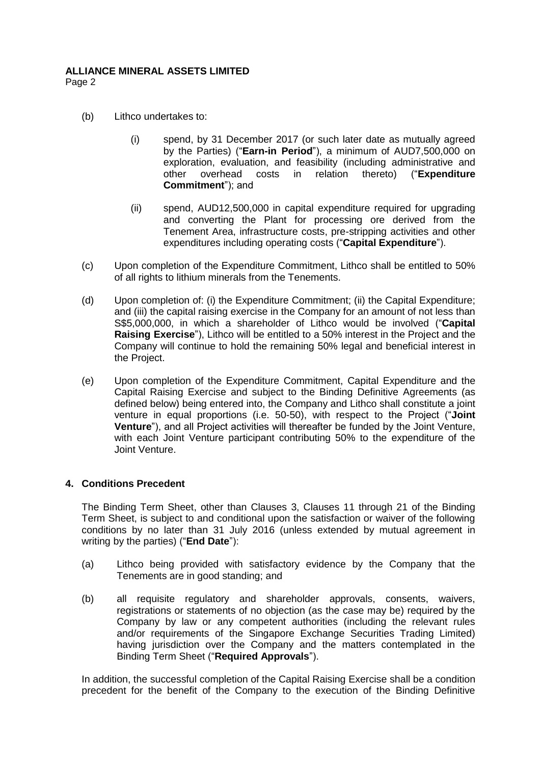(b) Lithco undertakes to:

   (i) spend, by 31 December 2017 (or such later date as mutually agreed by the Parties) ("**Earn-in Period**"), a minimum of AUD7,500,000 on exploration, evaluation, and feasibility (including administrative and other overhead costs in relation thereto) ("**Expenditure Commitment**"); and

   (ii) spend, AUD12,500,000 in capital expenditure required for upgrading and converting the Plant for processing ore derived from the Tenement Area, infrastructure costs, pre-stripping activities and other expenditures including operating costs ("**Capital Expenditure**").

(c) Upon completion of the Expenditure Commitment, Lithco shall be entitled to 50% of all rights to lithium minerals from the Tenements.

(d) Upon completion of: (i) the Expenditure Commitment; (ii) the Capital Expenditure; and (iii) the capital raising exercise in the Company for an amount of not less than S$5,000,000, in which a shareholder of Lithco would be involved ("**Capital Raising Exercise**"), Lithco will be entitled to a 50% interest in the Project and the Company will continue to hold the remaining 50% legal and beneficial interest in the Project.

(e) Upon completion of the Expenditure Commitment, Capital Expenditure and the Capital Raising Exercise and subject to the Binding Definitive Agreements (as defined below) being entered into, the Company and Lithco shall constitute a joint venture in equal proportions (i.e. 50-50), with respect to the Project ("**Joint Venture**"), and all Project activities will thereafter be funded by the Joint Venture, with each Joint Venture participant contributing 50% to the expenditure of the Joint Venture.

## 4. Conditions Precedent

The Binding Term Sheet, other than Clauses 3, Clauses 11 through 21 of the Binding Term Sheet, is subject to and conditional upon the satisfaction or waiver of the following conditions by no later than 31 July 2016 (unless extended by mutual agreement in writing by the parties) ("**End Date**"):

(a) Lithco being provided with satisfactory evidence by the Company that the Tenements are in good standing; and

(b) all requisite regulatory and shareholder approvals, consents, waivers, registrations or statements of no objection (as the case may be) required by the Company by law or any competent authorities (including the relevant rules and/or requirements of the Singapore Exchange Securities Trading Limited) having jurisdiction over the Company and the matters contemplated in the Binding Term Sheet ("**Required Approvals**").

In addition, the successful completion of the Capital Raising Exercise shall be a condition precedent for the benefit of the Company to the execution of the Binding Definitive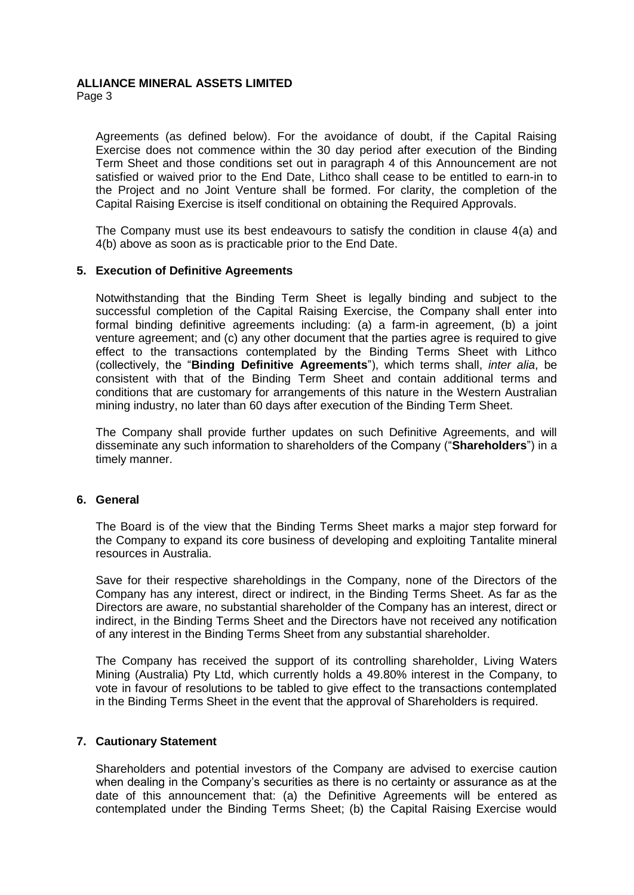Agreements (as defined below). For the avoidance of doubt, if the Capital Raising Exercise does not commence within the 30 day period after execution of the Binding Term Sheet and those conditions set out in paragraph 4 of this Announcement are not satisfied or waived prior to the End Date, Lithco shall cease to be entitled to earn-in to the Project and no Joint Venture shall be formed. For clarity, the completion of the Capital Raising Exercise is itself conditional on obtaining the Required Approvals.

The Company must use its best endeavours to satisfy the condition in clause 4(a) and 4(b) above as soon as is practicable prior to the End Date.

## 5. Execution of Definitive Agreements

Notwithstanding that the Binding Term Sheet is legally binding and subject to the successful completion of the Capital Raising Exercise, the Company shall enter into formal binding definitive agreements including: (a) a farm-in agreement, (b) a joint venture agreement; and (c) any other document that the parties agree is required to give effect to the transactions contemplated by the Binding Terms Sheet with Lithco (collectively, the "**Binding Definitive Agreements**"), which terms shall, *inter alia*, be consistent with that of the Binding Term Sheet and contain additional terms and conditions that are customary for arrangements of this nature in the Western Australian mining industry, no later than 60 days after execution of the Binding Term Sheet.

The Company shall provide further updates on such Definitive Agreements, and will disseminate any such information to shareholders of the Company ("**Shareholders**") in a timely manner.

## 6. General

The Board is of the view that the Binding Terms Sheet marks a major step forward for the Company to expand its core business of developing and exploiting Tantalite mineral resources in Australia.

Save for their respective shareholdings in the Company, none of the Directors of the Company has any interest, direct or indirect, in the Binding Terms Sheet. As far as the Directors are aware, no substantial shareholder of the Company has an interest, direct or indirect, in the Binding Terms Sheet and the Directors have not received any notification of any interest in the Binding Terms Sheet from any substantial shareholder.

The Company has received the support of its controlling shareholder, Living Waters Mining (Australia) Pty Ltd, which currently holds a 49.80% interest in the Company, to vote in favour of resolutions to be tabled to give effect to the transactions contemplated in the Binding Terms Sheet in the event that the approval of Shareholders is required.

## 7. Cautionary Statement

Shareholders and potential investors of the Company are advised to exercise caution when dealing in the Company's securities as there is no certainty or assurance as at the date of this announcement that: (a) the Definitive Agreements will be entered as contemplated under the Binding Terms Sheet; (b) the Capital Raising Exercise would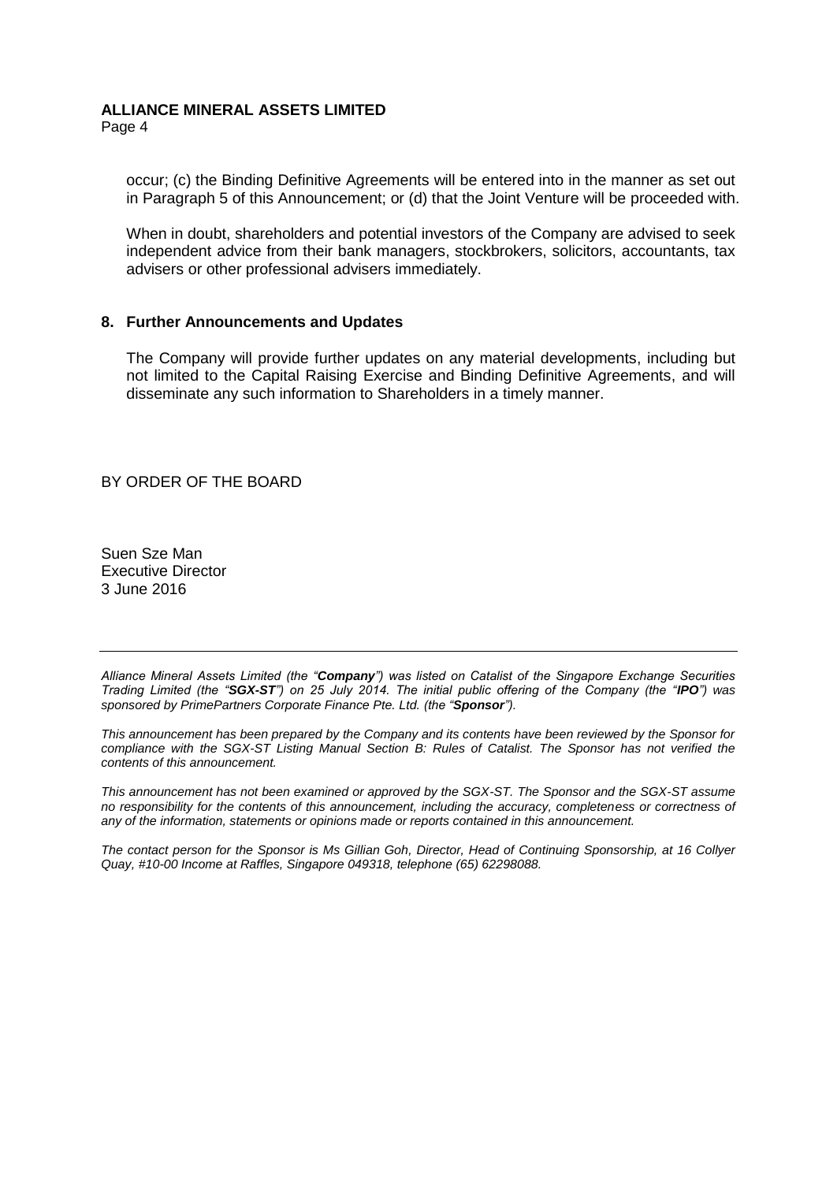occur; (c) the Binding Definitive Agreements will be entered into in the manner as set out in Paragraph 5 of this Announcement; or (d) that the Joint Venture will be proceeded with.

When in doubt, shareholders and potential investors of the Company are advised to seek independent advice from their bank managers, stockbrokers, solicitors, accountants, tax advisers or other professional advisers immediately.

## 8. Further Announcements and Updates

The Company will provide further updates on any material developments, including but not limited to the Capital Raising Exercise and Binding Definitive Agreements, and will disseminate any such information to Shareholders in a timely manner.

BY ORDER OF THE BOARD

Suen Sze Man
Executive Director
3 June 2016

---

*Alliance Mineral Assets Limited (the "**Company**") was listed on Catalist of the Singapore Exchange Securities Trading Limited (the "**SGX-ST**") on 25 July 2014. The initial public offering of the Company (the "**IPO**") was sponsored by PrimePartners Corporate Finance Pte. Ltd. (the "**Sponsor**").*

*This announcement has been prepared by the Company and its contents have been reviewed by the Sponsor for compliance with the SGX-ST Listing Manual Section B: Rules of Catalist. The Sponsor has not verified the contents of this announcement.*

*This announcement has not been examined or approved by the SGX-ST. The Sponsor and the SGX-ST assume no responsibility for the contents of this announcement, including the accuracy, completeness or correctness of any of the information, statements or opinions made or reports contained in this announcement.*

*The contact person for the Sponsor is Ms Gillian Goh, Director, Head of Continuing Sponsorship, at 16 Collyer Quay, #10-00 Income at Raffles, Singapore 049318, telephone (65) 62298088.*